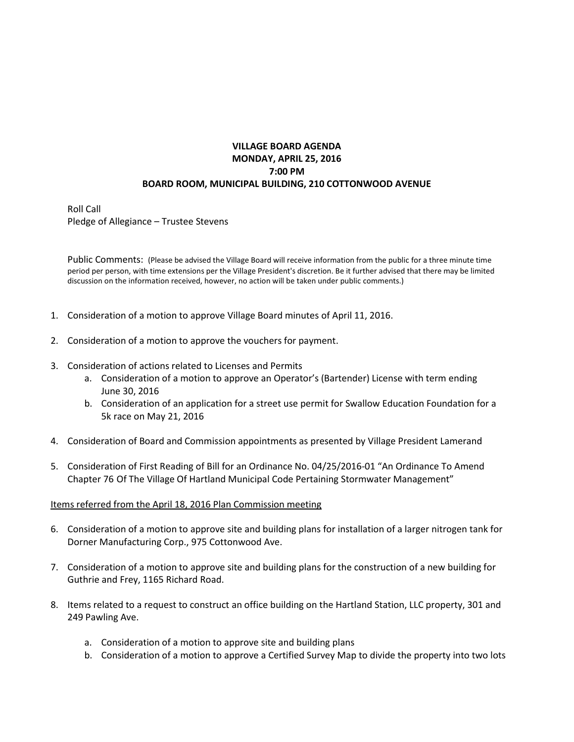# VILLAGE BOARD AGENDA
## MONDAY, APRIL 25, 2016
## 7:00 PM
## BOARD ROOM, MUNICIPAL BUILDING, 210 COTTONWOOD AVENUE

Roll Call
Pledge of Allegiance – Trustee Stevens

Public Comments: (Please be advised the Village Board will receive information from the public for a three minute time period per person, with time extensions per the Village President's discretion. Be it further advised that there may be limited discussion on the information received, however, no action will be taken under public comments.)

1. Consideration of a motion to approve Village Board minutes of April 11, 2016.

2. Consideration of a motion to approve the vouchers for payment.

3. Consideration of actions related to Licenses and Permits
   a. Consideration of a motion to approve an Operator's (Bartender) License with term ending June 30, 2016
   b. Consideration of an application for a street use permit for Swallow Education Foundation for a 5k race on May 21, 2016

4. Consideration of Board and Commission appointments as presented by Village President Lamerand

5. Consideration of First Reading of Bill for an Ordinance No. 04/25/2016-01 "An Ordinance To Amend Chapter 76 Of The Village Of Hartland Municipal Code Pertaining Stormwater Management"

<u>Items referred from the April 18, 2016 Plan Commission meeting</u>

6. Consideration of a motion to approve site and building plans for installation of a larger nitrogen tank for Dorner Manufacturing Corp., 975 Cottonwood Ave.

7. Consideration of a motion to approve site and building plans for the construction of a new building for Guthrie and Frey, 1165 Richard Road.

8. Items related to a request to construct an office building on the Hartland Station, LLC property, 301 and 249 Pawling Ave.

   a. Consideration of a motion to approve site and building plans
   b. Consideration of a motion to approve a Certified Survey Map to divide the property into two lots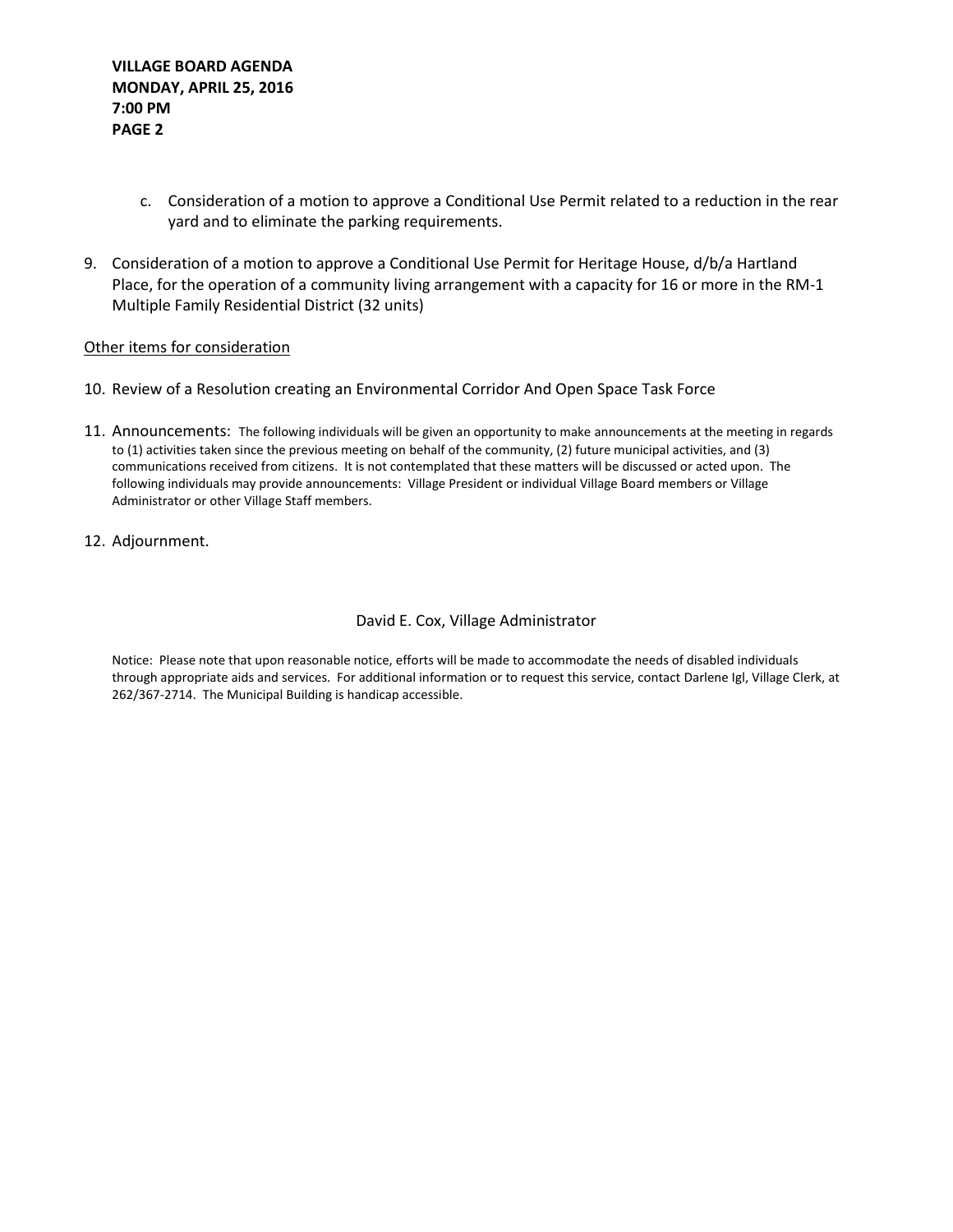c. Consideration of a motion to approve a Conditional Use Permit related to a reduction in the rear yard and to eliminate the parking requirements.

9. Consideration of a motion to approve a Conditional Use Permit for Heritage House, d/b/a Hartland Place, for the operation of a community living arrangement with a capacity for 16 or more in the RM-1 Multiple Family Residential District (32 units)

<u>Other items for consideration</u>

10. Review of a Resolution creating an Environmental Corridor And Open Space Task Force

11. Announcements: The following individuals will be given an opportunity to make announcements at the meeting in regards to (1) activities taken since the previous meeting on behalf of the community, (2) future municipal activities, and (3) communications received from citizens. It is not contemplated that these matters will be discussed or acted upon. The following individuals may provide announcements: Village President or individual Village Board members or Village Administrator or other Village Staff members.

12. Adjournment.

David E. Cox, Village Administrator

Notice: Please note that upon reasonable notice, efforts will be made to accommodate the needs of disabled individuals through appropriate aids and services. For additional information or to request this service, contact Darlene Igl, Village Clerk, at 262/367-2714. The Municipal Building is handicap accessible.